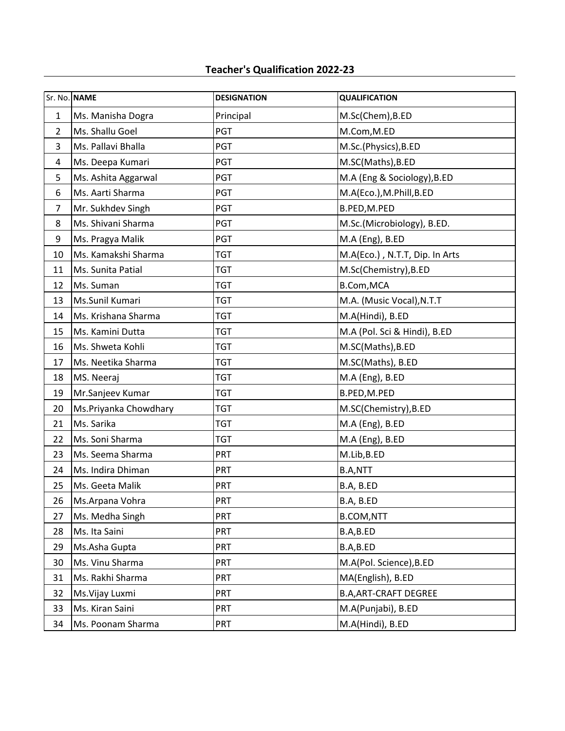# Teacher's Qualification 2022-23

| Sr. No. | NAME | DESIGNATION | QUALIFICATION |
|---|---|---|---|
| 1 | Ms. Manisha Dogra | Principal | M.Sc(Chem),B.ED |
| 2 | Ms. Shallu Goel | PGT | M.Com,M.ED |
| 3 | Ms. Pallavi Bhalla | PGT | M.Sc.(Physics),B.ED |
| 4 | Ms. Deepa Kumari | PGT | M.SC(Maths),B.ED |
| 5 | Ms. Ashita Aggarwal | PGT | M.A (Eng & Sociology),B.ED |
| 6 | Ms. Aarti Sharma | PGT | M.A(Eco.),M.Phill,B.ED |
| 7 | Mr. Sukhdev Singh | PGT | B.PED,M.PED |
| 8 | Ms. Shivani Sharma | PGT | M.Sc.(Microbiology), B.ED. |
| 9 | Ms. Pragya Malik | PGT | M.A (Eng), B.ED |
| 10 | Ms. Kamakshi Sharma | TGT | M.A(Eco.) , N.T.T, Dip. In Arts |
| 11 | Ms. Sunita Patial | TGT | M.Sc(Chemistry),B.ED |
| 12 | Ms. Suman | TGT | B.Com,MCA |
| 13 | Ms.Sunil Kumari | TGT | M.A. (Music Vocal),N.T.T |
| 14 | Ms. Krishana Sharma | TGT | M.A(Hindi), B.ED |
| 15 | Ms. Kamini Dutta | TGT | M.A (Pol. Sci & Hindi), B.ED |
| 16 | Ms. Shweta Kohli | TGT | M.SC(Maths),B.ED |
| 17 | Ms. Neetika Sharma | TGT | M.SC(Maths), B.ED |
| 18 | MS. Neeraj | TGT | M.A (Eng), B.ED |
| 19 | Mr.Sanjeev Kumar | TGT | B.PED,M.PED |
| 20 | Ms.Priyanka Chowdhary | TGT | M.SC(Chemistry),B.ED |
| 21 | Ms. Sarika | TGT | M.A (Eng), B.ED |
| 22 | Ms. Soni Sharma | TGT | M.A (Eng), B.ED |
| 23 | Ms. Seema Sharma | PRT | M.Lib,B.ED |
| 24 | Ms. Indira Dhiman | PRT | B.A,NTT |
| 25 | Ms. Geeta Malik | PRT | B.A, B.ED |
| 26 | Ms.Arpana Vohra | PRT | B.A, B.ED |
| 27 | Ms. Medha Singh | PRT | B.COM,NTT |
| 28 | Ms. Ita Saini | PRT | B.A,B.ED |
| 29 | Ms.Asha Gupta | PRT | B.A,B.ED |
| 30 | Ms. Vinu Sharma | PRT | M.A(Pol. Science),B.ED |
| 31 | Ms. Rakhi Sharma | PRT | MA(English), B.ED |
| 32 | Ms.Vijay Luxmi | PRT | B.A,ART-CRAFT DEGREE |
| 33 | Ms. Kiran Saini | PRT | M.A(Punjabi), B.ED |
| 34 | Ms. Poonam Sharma | PRT | M.A(Hindi), B.ED |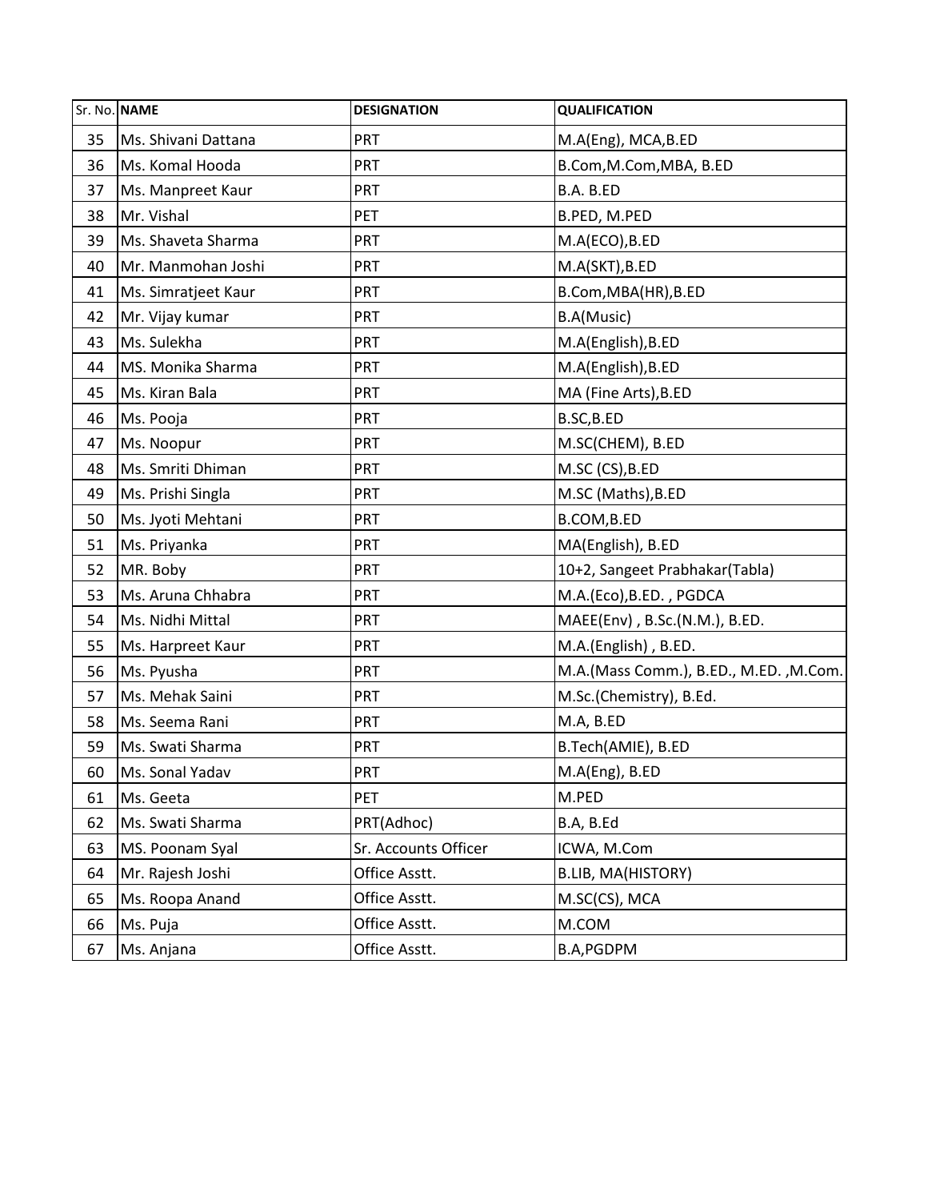| Sr. No. | NAME | DESIGNATION | QUALIFICATION |
|---|---|---|---|
| 35 | Ms. Shivani Dattana | PRT | M.A(Eng), MCA,B.ED |
| 36 | Ms. Komal Hooda | PRT | B.Com,M.Com,MBA, B.ED |
| 37 | Ms. Manpreet Kaur | PRT | B.A. B.ED |
| 38 | Mr. Vishal | PET | B.PED, M.PED |
| 39 | Ms. Shaveta Sharma | PRT | M.A(ECO),B.ED |
| 40 | Mr. Manmohan Joshi | PRT | M.A(SKT),B.ED |
| 41 | Ms. Simratjeet Kaur | PRT | B.Com,MBA(HR),B.ED |
| 42 | Mr. Vijay kumar | PRT | B.A(Music) |
| 43 | Ms. Sulekha | PRT | M.A(English),B.ED |
| 44 | MS. Monika Sharma | PRT | M.A(English),B.ED |
| 45 | Ms. Kiran Bala | PRT | MA (Fine Arts),B.ED |
| 46 | Ms. Pooja | PRT | B.SC,B.ED |
| 47 | Ms. Noopur | PRT | M.SC(CHEM), B.ED |
| 48 | Ms. Smriti Dhiman | PRT | M.SC (CS),B.ED |
| 49 | Ms. Prishi Singla | PRT | M.SC (Maths),B.ED |
| 50 | Ms. Jyoti Mehtani | PRT | B.COM,B.ED |
| 51 | Ms. Priyanka | PRT | MA(English), B.ED |
| 52 | MR. Boby | PRT | 10+2, Sangeet Prabhakar(Tabla) |
| 53 | Ms. Aruna Chhabra | PRT | M.A.(Eco),B.ED. , PGDCA |
| 54 | Ms. Nidhi Mittal | PRT | MAEE(Env) , B.Sc.(N.M.), B.ED. |
| 55 | Ms. Harpreet Kaur | PRT | M.A.(English) , B.ED. |
| 56 | Ms. Pyusha | PRT | M.A.(Mass Comm.), B.ED., M.ED. ,M.Com. |
| 57 | Ms. Mehak Saini | PRT | M.Sc.(Chemistry), B.Ed. |
| 58 | Ms. Seema Rani | PRT | M.A, B.ED |
| 59 | Ms. Swati Sharma | PRT | B.Tech(AMIE), B.ED |
| 60 | Ms. Sonal Yadav | PRT | M.A(Eng), B.ED |
| 61 | Ms. Geeta | PET | M.PED |
| 62 | Ms. Swati Sharma | PRT(Adhoc) | B.A, B.Ed |
| 63 | MS. Poonam Syal | Sr. Accounts Officer | ICWA, M.Com |
| 64 | Mr. Rajesh Joshi | Office Asstt. | B.LIB, MA(HISTORY) |
| 65 | Ms. Roopa Anand | Office Asstt. | M.SC(CS), MCA |
| 66 | Ms. Puja | Office Asstt. | M.COM |
| 67 | Ms. Anjana | Office Asstt. | B.A,PGDPM |